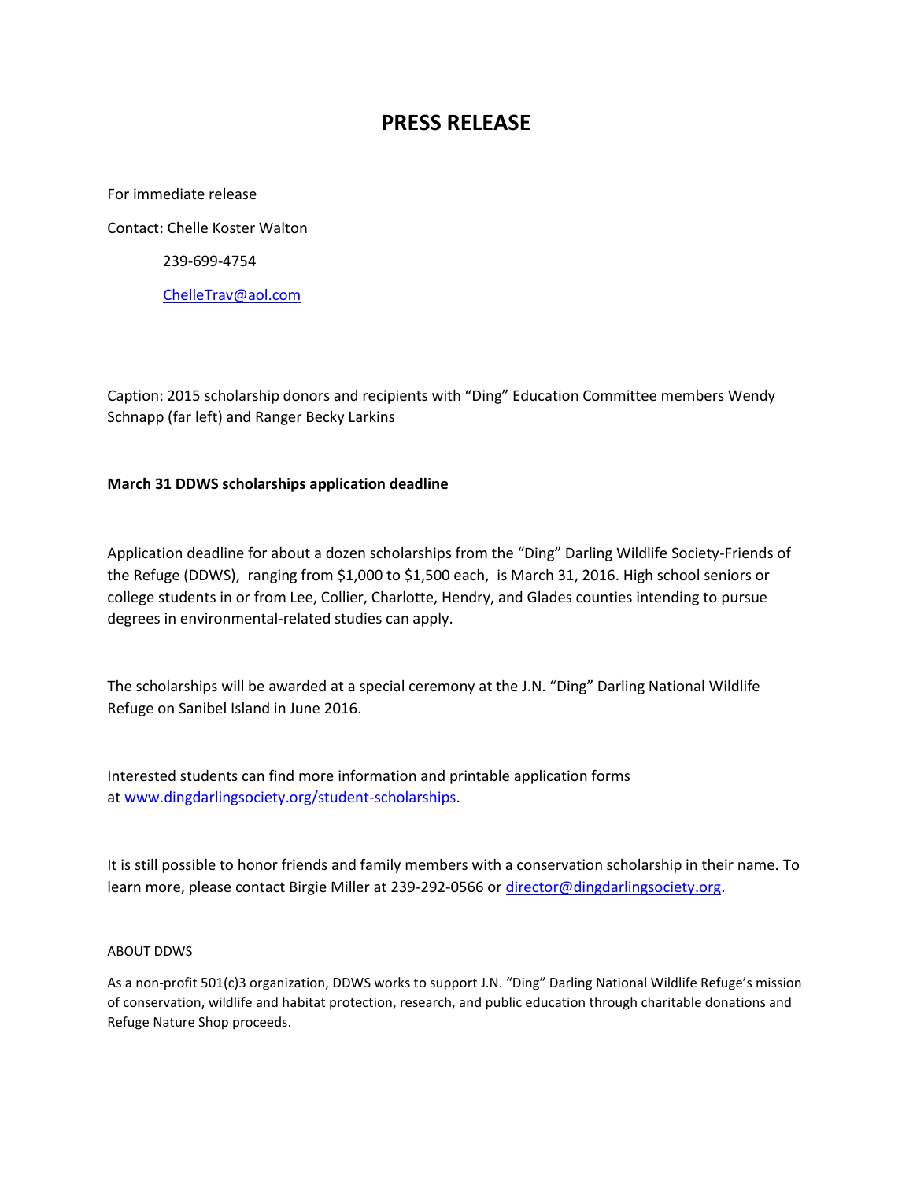# PRESS RELEASE

For immediate release

Contact: Chelle Koster Walton

239-699-4754

ChelleTrav@aol.com

Caption: 2015 scholarship donors and recipients with "Ding" Education Committee members Wendy Schnapp (far left) and Ranger Becky Larkins

**March 31 DDWS scholarships application deadline**

Application deadline for about a dozen scholarships from the "Ding" Darling Wildlife Society-Friends of the Refuge (DDWS), ranging from $1,000 to $1,500 each, is March 31, 2016. High school seniors or college students in or from Lee, Collier, Charlotte, Hendry, and Glades counties intending to pursue degrees in environmental-related studies can apply.

The scholarships will be awarded at a special ceremony at the J.N. "Ding" Darling National Wildlife Refuge on Sanibel Island in June 2016.

Interested students can find more information and printable application forms at www.dingdarlingsociety.org/student-scholarships.

It is still possible to honor friends and family members with a conservation scholarship in their name. To learn more, please contact Birgie Miller at 239-292-0566 or director@dingdarlingsociety.org.

ABOUT DDWS

As a non-profit 501(c)3 organization, DDWS works to support J.N. "Ding" Darling National Wildlife Refuge's mission of conservation, wildlife and habitat protection, research, and public education through charitable donations and Refuge Nature Shop proceeds.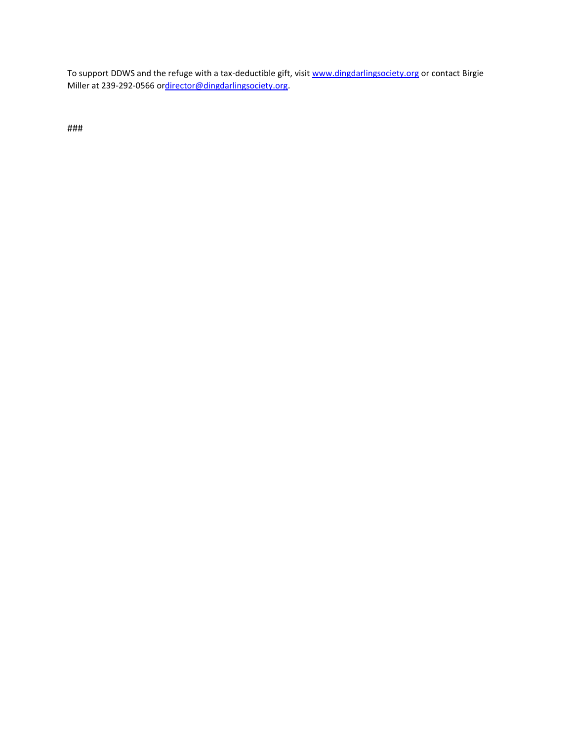To support DDWS and the refuge with a tax-deductible gift, visit www.dingdarlingsociety.org or contact Birgie Miller at 239-292-0566 ordirector@dingdarlingsociety.org.

###